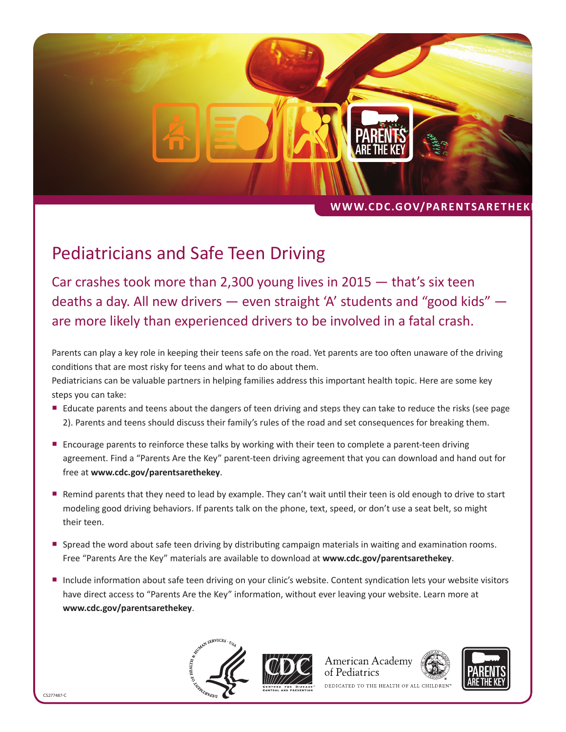WWW.CDC.GOV/PARENTSARETHEKEY

# Pediatricians and Safe Teen Driving

## Car crashes took more than 2,300 young lives in 2015 — that's six teen deaths a day. All new drivers — even straight 'A' students and "good kids" — are more likely than experienced drivers to be involved in a fatal crash.

Parents can play a key role in keeping their teens safe on the road. Yet parents are too often unaware of the driving conditions that are most risky for teens and what to do about them.

Pediatricians can be valuable partners in helping families address this important health topic. Here are some key steps you can take:

- Educate parents and teens about the dangers of teen driving and steps they can take to reduce the risks (see page 2). Parents and teens should discuss their family's rules of the road and set consequences for breaking them.
- Encourage parents to reinforce these talks by working with their teen to complete a parent-teen driving agreement. Find a "Parents Are the Key" parent-teen driving agreement that you can download and hand out for free at **www.cdc.gov/parentsarethekey**.
- Remind parents that they need to lead by example. They can't wait until their teen is old enough to drive to start modeling good driving behaviors. If parents talk on the phone, text, speed, or don't use a seat belt, so might their teen.
- Spread the word about safe teen driving by distributing campaign materials in waiting and examination rooms. Free "Parents Are the Key" materials are available to download at **www.cdc.gov/parentsarethekey**.
- Include information about safe teen driving on your clinic's website. Content syndication lets your website visitors have direct access to "Parents Are the Key" information, without ever leaving your website. Learn more at **www.cdc.gov/parentsarethekey**.

American Academy of Pediatrics — DEDICATED TO THE HEALTH OF ALL CHILDREN™

CS277487-C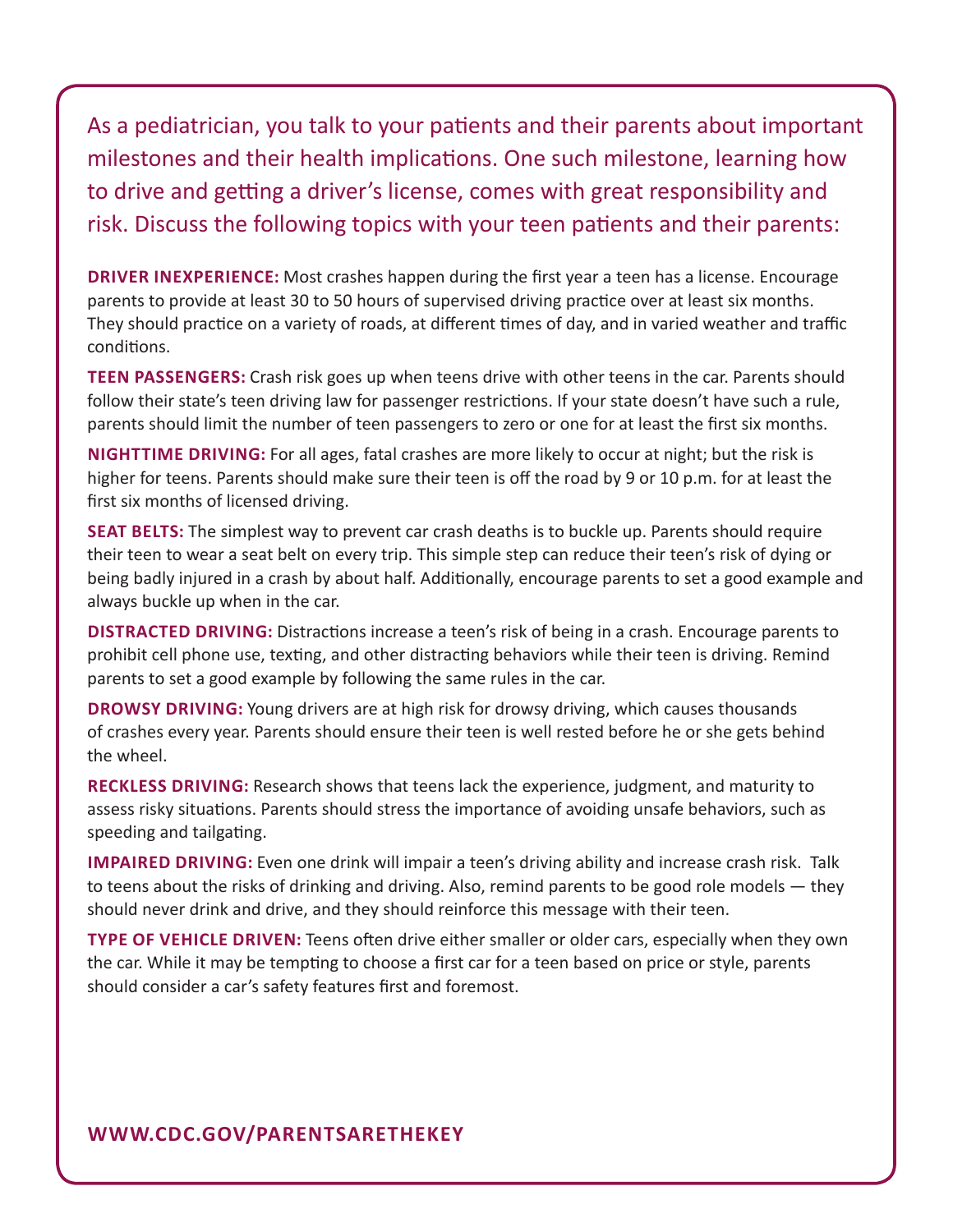As a pediatrician, you talk to your patients and their parents about important milestones and their health implications. One such milestone, learning how to drive and getting a driver's license, comes with great responsibility and risk. Discuss the following topics with your teen patients and their parents:

**DRIVER INEXPERIENCE:** Most crashes happen during the first year a teen has a license. Encourage parents to provide at least 30 to 50 hours of supervised driving practice over at least six months. They should practice on a variety of roads, at different times of day, and in varied weather and traffic conditions.

**TEEN PASSENGERS:** Crash risk goes up when teens drive with other teens in the car. Parents should follow their state's teen driving law for passenger restrictions. If your state doesn't have such a rule, parents should limit the number of teen passengers to zero or one for at least the first six months.

**NIGHTTIME DRIVING:** For all ages, fatal crashes are more likely to occur at night; but the risk is higher for teens. Parents should make sure their teen is off the road by 9 or 10 p.m. for at least the first six months of licensed driving.

**SEAT BELTS:** The simplest way to prevent car crash deaths is to buckle up. Parents should require their teen to wear a seat belt on every trip. This simple step can reduce their teen's risk of dying or being badly injured in a crash by about half. Additionally, encourage parents to set a good example and always buckle up when in the car.

**DISTRACTED DRIVING:** Distractions increase a teen's risk of being in a crash. Encourage parents to prohibit cell phone use, texting, and other distracting behaviors while their teen is driving. Remind parents to set a good example by following the same rules in the car.

**DROWSY DRIVING:** Young drivers are at high risk for drowsy driving, which causes thousands of crashes every year. Parents should ensure their teen is well rested before he or she gets behind the wheel.

**RECKLESS DRIVING:** Research shows that teens lack the experience, judgment, and maturity to assess risky situations. Parents should stress the importance of avoiding unsafe behaviors, such as speeding and tailgating.

**IMPAIRED DRIVING:** Even one drink will impair a teen's driving ability and increase crash risk. Talk to teens about the risks of drinking and driving. Also, remind parents to be good role models — they should never drink and drive, and they should reinforce this message with their teen.

**TYPE OF VEHICLE DRIVEN:** Teens often drive either smaller or older cars, especially when they own the car. While it may be tempting to choose a first car for a teen based on price or style, parents should consider a car's safety features first and foremost.

**WWW.CDC.GOV/PARENTSARETHEKEY**